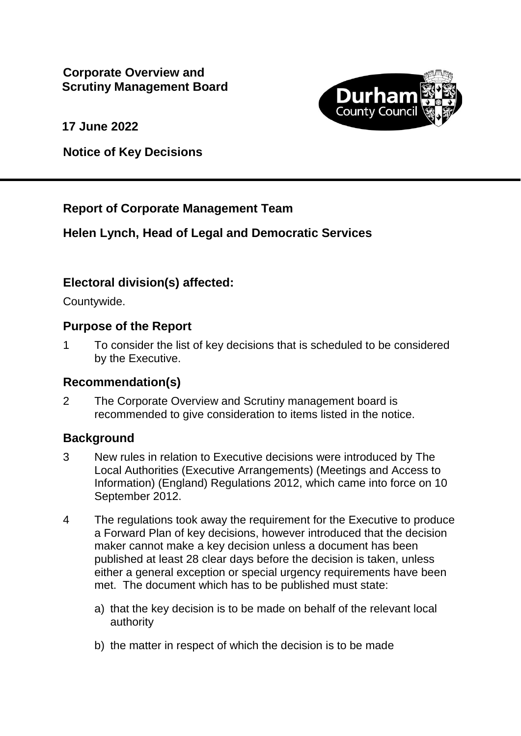**Corporate Overview and Scrutiny Management Board**

**17 June 2022**

**Notice of Key Decisions**

---

## Report of Corporate Management Team

## Helen Lynch, Head of Legal and Democratic Services

### Electoral division(s) affected:

Countywide.

### Purpose of the Report

1 To consider the list of key decisions that is scheduled to be considered by the Executive.

### Recommendation(s)

2 The Corporate Overview and Scrutiny management board is recommended to give consideration to items listed in the notice.

### Background

3 New rules in relation to Executive decisions were introduced by The Local Authorities (Executive Arrangements) (Meetings and Access to Information) (England) Regulations 2012, which came into force on 10 September 2012.

4 The regulations took away the requirement for the Executive to produce a Forward Plan of key decisions, however introduced that the decision maker cannot make a key decision unless a document has been published at least 28 clear days before the decision is taken, unless either a general exception or special urgency requirements have been met. The document which has to be published must state:

a) that the key decision is to be made on behalf of the relevant local authority

b) the matter in respect of which the decision is to be made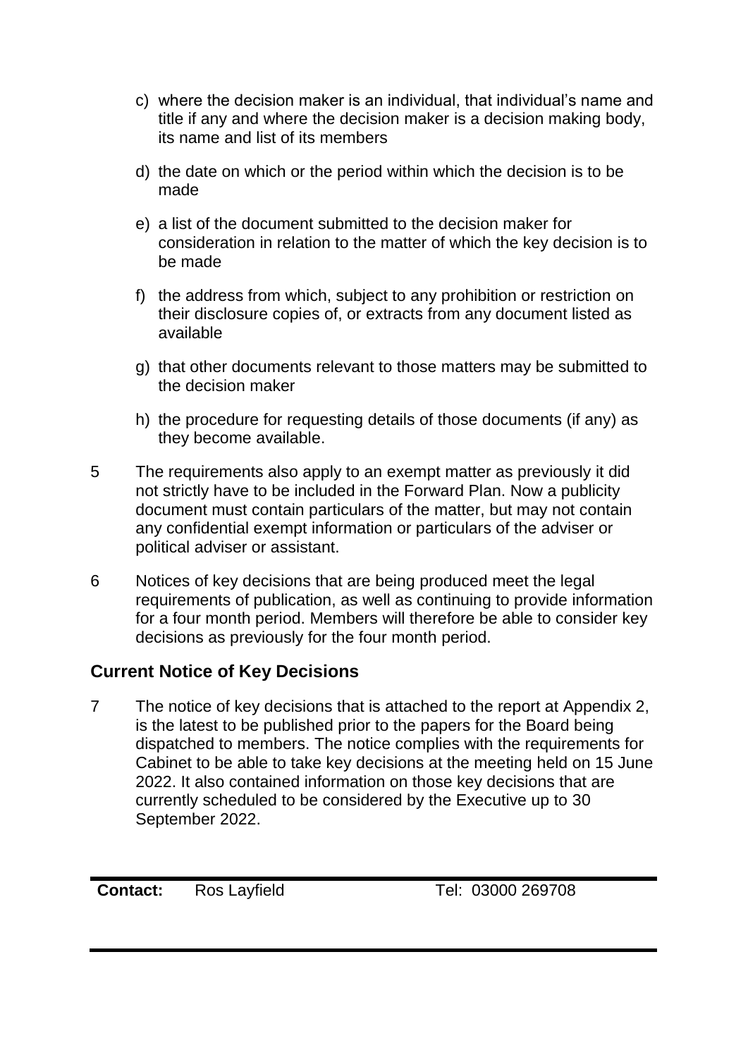c) where the decision maker is an individual, that individual's name and title if any and where the decision maker is a decision making body, its name and list of its members

d) the date on which or the period within which the decision is to be made

e) a list of the document submitted to the decision maker for consideration in relation to the matter of which the key decision is to be made

f) the address from which, subject to any prohibition or restriction on their disclosure copies of, or extracts from any document listed as available

g) that other documents relevant to those matters may be submitted to the decision maker

h) the procedure for requesting details of those documents (if any) as they become available.

5 The requirements also apply to an exempt matter as previously it did not strictly have to be included in the Forward Plan. Now a publicity document must contain particulars of the matter, but may not contain any confidential exempt information or particulars of the adviser or political adviser or assistant.

6 Notices of key decisions that are being produced meet the legal requirements of publication, as well as continuing to provide information for a four month period. Members will therefore be able to consider key decisions as previously for the four month period.

## Current Notice of Key Decisions

7 The notice of key decisions that is attached to the report at Appendix 2, is the latest to be published prior to the papers for the Board being dispatched to members. The notice complies with the requirements for Cabinet to be able to take key decisions at the meeting held on 15 June 2022. It also contained information on those key decisions that are currently scheduled to be considered by the Executive up to 30 September 2022.

| **Contact:** | Ros Layfield | Tel: 03000 269708 |
| --- | --- | --- |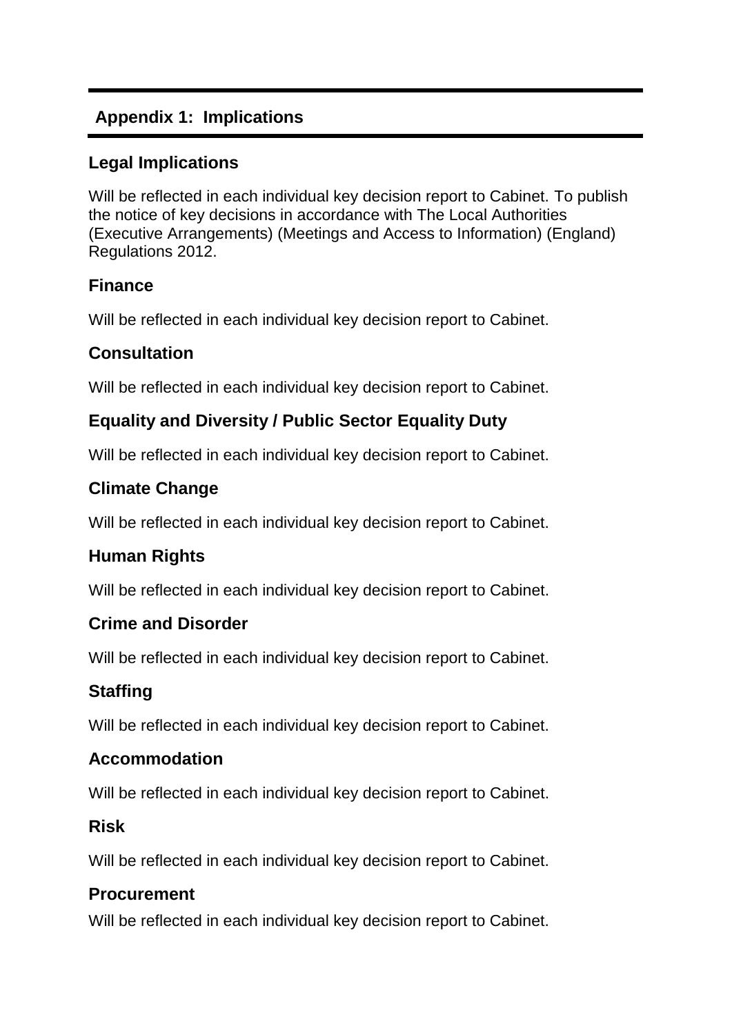## Appendix 1: Implications

### Legal Implications

Will be reflected in each individual key decision report to Cabinet. To publish the notice of key decisions in accordance with The Local Authorities (Executive Arrangements) (Meetings and Access to Information) (England) Regulations 2012.

### Finance

Will be reflected in each individual key decision report to Cabinet.

### Consultation

Will be reflected in each individual key decision report to Cabinet.

### Equality and Diversity / Public Sector Equality Duty

Will be reflected in each individual key decision report to Cabinet.

### Climate Change

Will be reflected in each individual key decision report to Cabinet.

### Human Rights

Will be reflected in each individual key decision report to Cabinet.

### Crime and Disorder

Will be reflected in each individual key decision report to Cabinet.

### Staffing

Will be reflected in each individual key decision report to Cabinet.

### Accommodation

Will be reflected in each individual key decision report to Cabinet.

### Risk

Will be reflected in each individual key decision report to Cabinet.

### Procurement

Will be reflected in each individual key decision report to Cabinet.